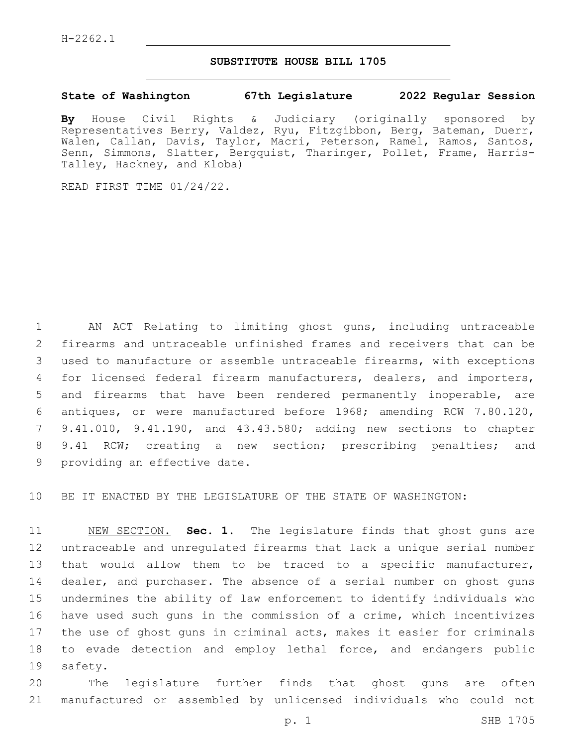H-2262.1

## SUBSTITUTE HOUSE BILL 1705

**State of Washington 67th Legislature 2022 Regular Session**

**By** House Civil Rights & Judiciary (originally sponsored by Representatives Berry, Valdez, Ryu, Fitzgibbon, Berg, Bateman, Duerr, Walen, Callan, Davis, Taylor, Macri, Peterson, Ramel, Ramos, Santos, Senn, Simmons, Slatter, Bergquist, Tharinger, Pollet, Frame, Harris-Talley, Hackney, and Kloba)

READ FIRST TIME 01/24/22.

AN ACT Relating to limiting ghost guns, including untraceable firearms and untraceable unfinished frames and receivers that can be used to manufacture or assemble untraceable firearms, with exceptions for licensed federal firearm manufacturers, dealers, and importers, and firearms that have been rendered permanently inoperable, are antiques, or were manufactured before 1968; amending RCW 7.80.120, 9.41.010, 9.41.190, and 43.43.580; adding new sections to chapter 9.41 RCW; creating a new section; prescribing penalties; and providing an effective date.

BE IT ENACTED BY THE LEGISLATURE OF THE STATE OF WASHINGTON:

NEW SECTION. **Sec. 1.** The legislature finds that ghost guns are untraceable and unregulated firearms that lack a unique serial number that would allow them to be traced to a specific manufacturer, dealer, and purchaser. The absence of a serial number on ghost guns undermines the ability of law enforcement to identify individuals who have used such guns in the commission of a crime, which incentivizes the use of ghost guns in criminal acts, makes it easier for criminals to evade detection and employ lethal force, and endangers public safety.

The legislature further finds that ghost guns are often manufactured or assembled by unlicensed individuals who could not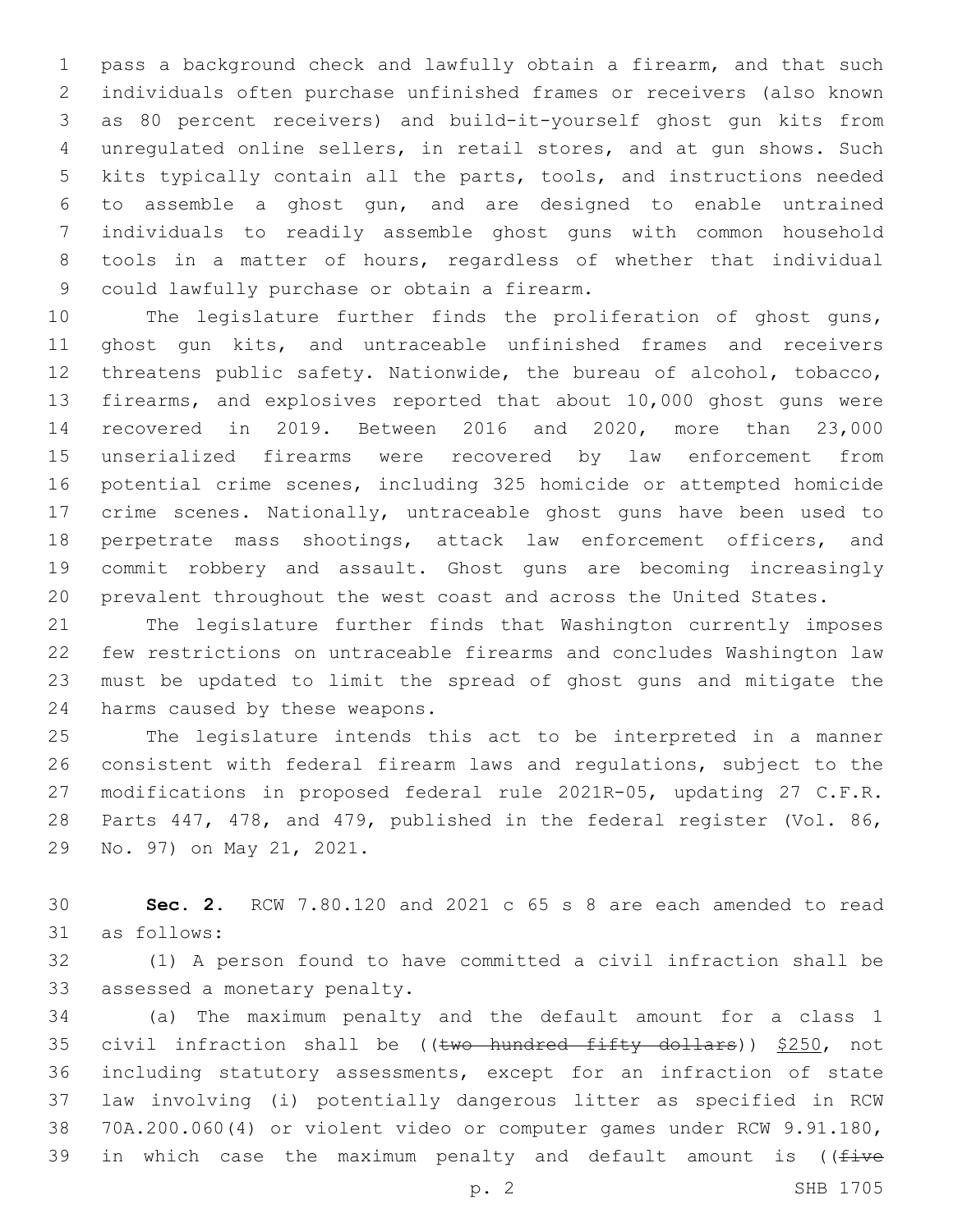pass a background check and lawfully obtain a firearm, and that such individuals often purchase unfinished frames or receivers (also known as 80 percent receivers) and build-it-yourself ghost gun kits from unregulated online sellers, in retail stores, and at gun shows. Such kits typically contain all the parts, tools, and instructions needed to assemble a ghost gun, and are designed to enable untrained individuals to readily assemble ghost guns with common household tools in a matter of hours, regardless of whether that individual could lawfully purchase or obtain a firearm.

The legislature further finds the proliferation of ghost guns, ghost gun kits, and untraceable unfinished frames and receivers threatens public safety. Nationwide, the bureau of alcohol, tobacco, firearms, and explosives reported that about 10,000 ghost guns were recovered in 2019. Between 2016 and 2020, more than 23,000 unserialized firearms were recovered by law enforcement from potential crime scenes, including 325 homicide or attempted homicide crime scenes. Nationally, untraceable ghost guns have been used to perpetrate mass shootings, attack law enforcement officers, and commit robbery and assault. Ghost guns are becoming increasingly prevalent throughout the west coast and across the United States.

The legislature further finds that Washington currently imposes few restrictions on untraceable firearms and concludes Washington law must be updated to limit the spread of ghost guns and mitigate the harms caused by these weapons.

The legislature intends this act to be interpreted in a manner consistent with federal firearm laws and regulations, subject to the modifications in proposed federal rule 2021R-05, updating 27 C.F.R. Parts 447, 478, and 479, published in the federal register (Vol. 86, No. 97) on May 21, 2021.

**Sec. 2.** RCW 7.80.120 and 2021 c 65 s 8 are each amended to read as follows:

(1) A person found to have committed a civil infraction shall be assessed a monetary penalty.

(a) The maximum penalty and the default amount for a class 1 civil infraction shall be ((~~two hundred fifty dollars~~)) <u>$250</u>, not including statutory assessments, except for an infraction of state law involving (i) potentially dangerous litter as specified in RCW 70A.200.060(4) or violent video or computer games under RCW 9.91.180, in which case the maximum penalty and default amount is ((~~five~~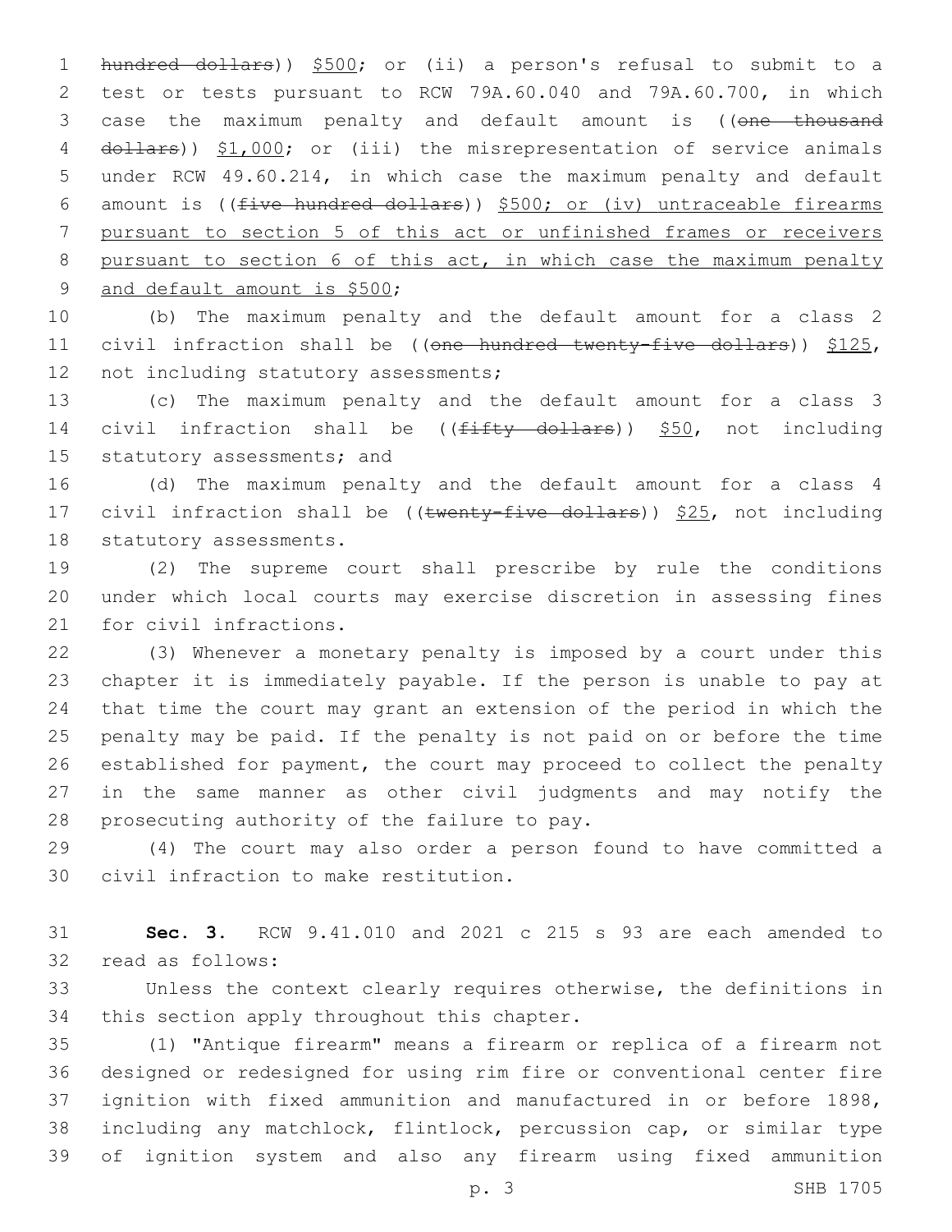hundred dollars)) $500; or (ii) a person's refusal to submit to a test or tests pursuant to RCW 79A.60.040 and 79A.60.700, in which case the maximum penalty and default amount is ((~~one thousand dollars~~)) $1,000; or (iii) the misrepresentation of service animals under RCW 49.60.214, in which case the maximum penalty and default amount is ((~~five hundred dollars~~)) $500; or (iv) untraceable firearms pursuant to section 5 of this act or unfinished frames or receivers pursuant to section 6 of this act, in which case the maximum penalty and default amount is $500;

(b) The maximum penalty and the default amount for a class 2 civil infraction shall be ((~~one hundred twenty-five dollars~~)) $125, not including statutory assessments;

(c) The maximum penalty and the default amount for a class 3 civil infraction shall be ((~~fifty dollars~~)) $50, not including statutory assessments; and

(d) The maximum penalty and the default amount for a class 4 civil infraction shall be ((~~twenty-five dollars~~)) $25, not including statutory assessments.

(2) The supreme court shall prescribe by rule the conditions under which local courts may exercise discretion in assessing fines for civil infractions.

(3) Whenever a monetary penalty is imposed by a court under this chapter it is immediately payable. If the person is unable to pay at that time the court may grant an extension of the period in which the penalty may be paid. If the penalty is not paid on or before the time established for payment, the court may proceed to collect the penalty in the same manner as other civil judgments and may notify the prosecuting authority of the failure to pay.

(4) The court may also order a person found to have committed a civil infraction to make restitution.

**Sec. 3.** RCW 9.41.010 and 2021 c 215 s 93 are each amended to read as follows:

Unless the context clearly requires otherwise, the definitions in this section apply throughout this chapter.

(1) "Antique firearm" means a firearm or replica of a firearm not designed or redesigned for using rim fire or conventional center fire ignition with fixed ammunition and manufactured in or before 1898, including any matchlock, flintlock, percussion cap, or similar type of ignition system and also any firearm using fixed ammunition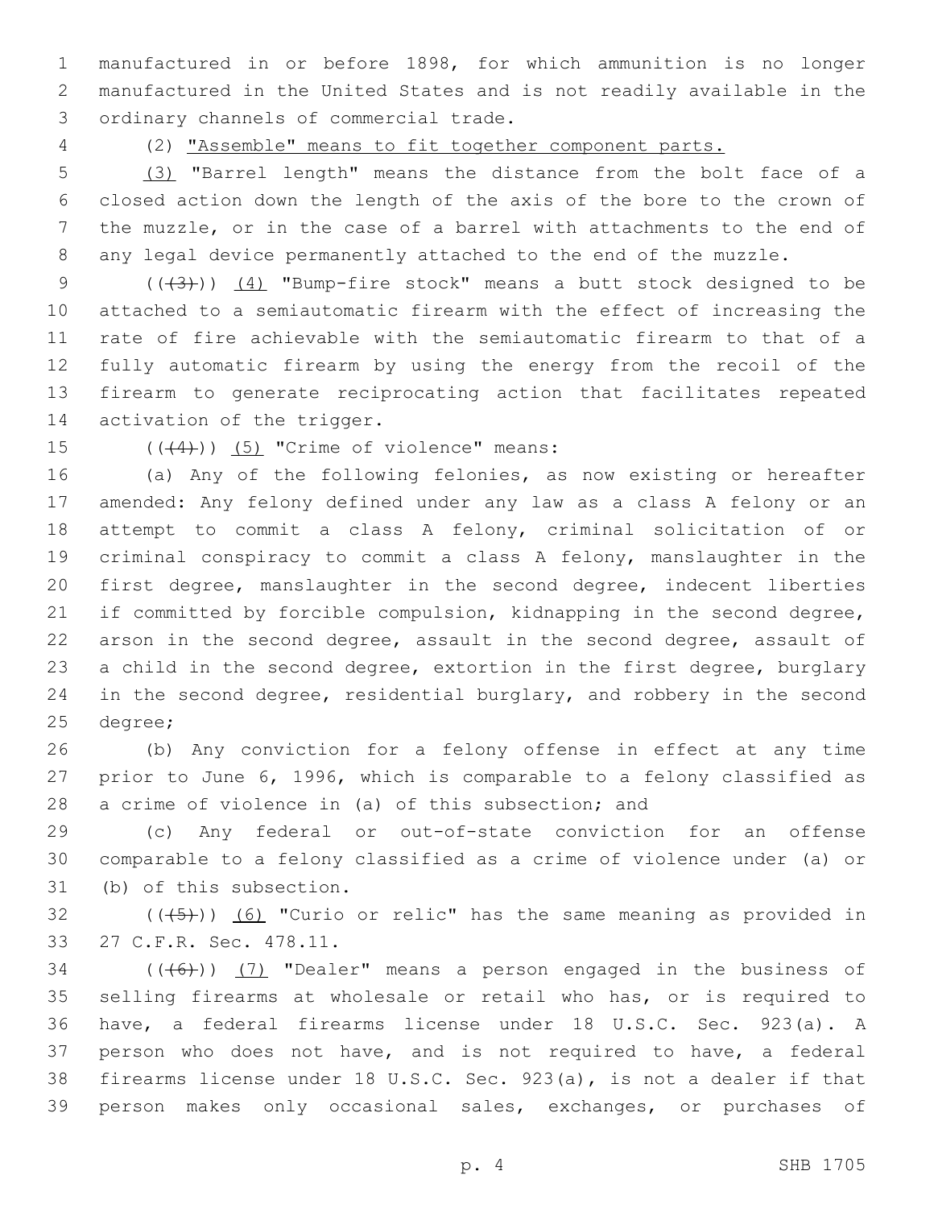manufactured in or before 1898, for which ammunition is no longer manufactured in the United States and is not readily available in the ordinary channels of commercial trade.

(2) "Assemble" means to fit together component parts.

(3) "Barrel length" means the distance from the bolt face of a closed action down the length of the axis of the bore to the crown of the muzzle, or in the case of a barrel with attachments to the end of any legal device permanently attached to the end of the muzzle.

(((3))) (4) "Bump-fire stock" means a butt stock designed to be attached to a semiautomatic firearm with the effect of increasing the rate of fire achievable with the semiautomatic firearm to that of a fully automatic firearm by using the energy from the recoil of the firearm to generate reciprocating action that facilitates repeated activation of the trigger.

(((4))) (5) "Crime of violence" means:

(a) Any of the following felonies, as now existing or hereafter amended: Any felony defined under any law as a class A felony or an attempt to commit a class A felony, criminal solicitation of or criminal conspiracy to commit a class A felony, manslaughter in the first degree, manslaughter in the second degree, indecent liberties if committed by forcible compulsion, kidnapping in the second degree, arson in the second degree, assault in the second degree, assault of a child in the second degree, extortion in the first degree, burglary in the second degree, residential burglary, and robbery in the second degree;

(b) Any conviction for a felony offense in effect at any time prior to June 6, 1996, which is comparable to a felony classified as a crime of violence in (a) of this subsection; and

(c) Any federal or out-of-state conviction for an offense comparable to a felony classified as a crime of violence under (a) or (b) of this subsection.

(((5))) (6) "Curio or relic" has the same meaning as provided in 27 C.F.R. Sec. 478.11.

(((6))) (7) "Dealer" means a person engaged in the business of selling firearms at wholesale or retail who has, or is required to have, a federal firearms license under 18 U.S.C. Sec. 923(a). A person who does not have, and is not required to have, a federal firearms license under 18 U.S.C. Sec. 923(a), is not a dealer if that person makes only occasional sales, exchanges, or purchases of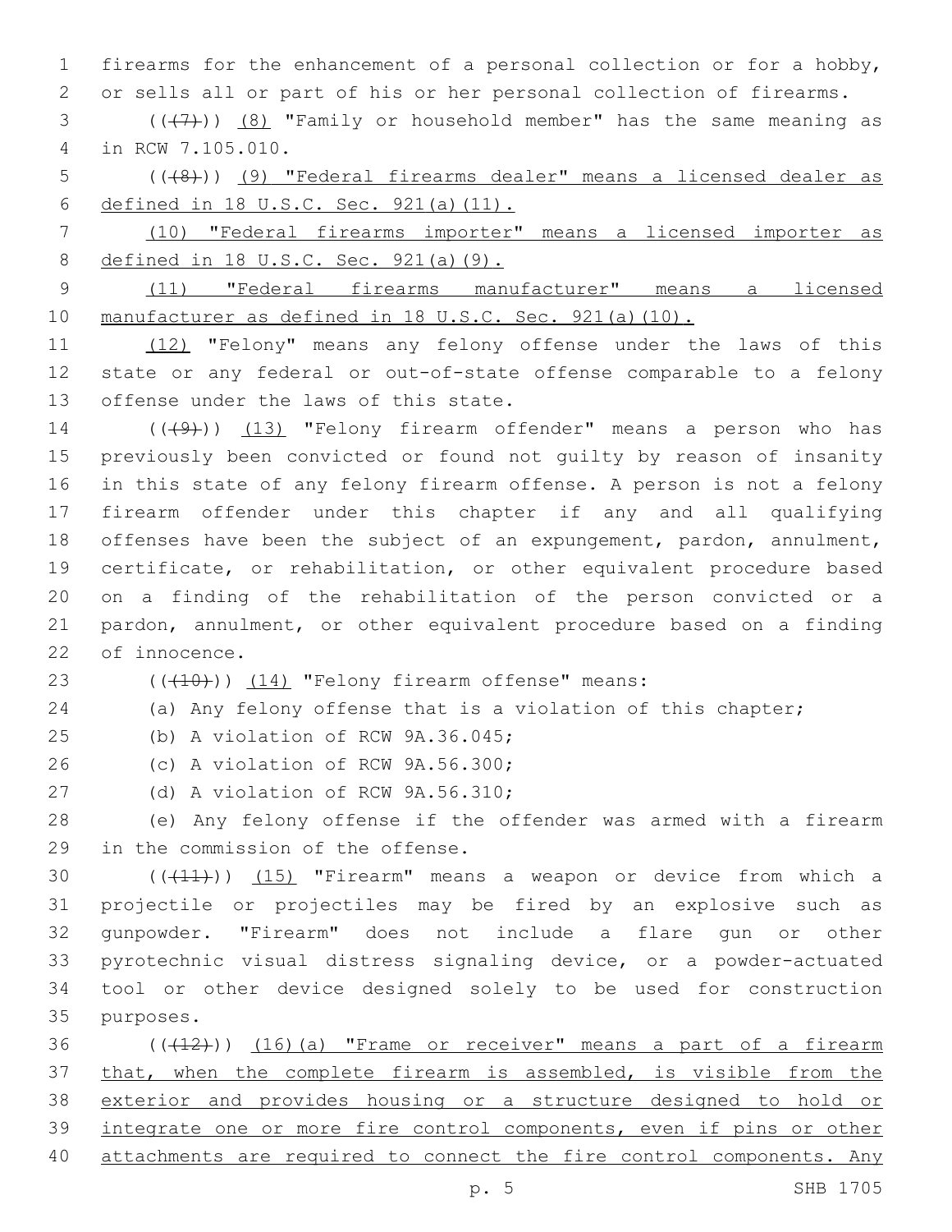firearms for the enhancement of a personal collection or for a hobby, or sells all or part of his or her personal collection of firearms.

(((7))) (8) "Family or household member" has the same meaning as in RCW 7.105.010.

(((8))) (9) "Federal firearms dealer" means a licensed dealer as defined in 18 U.S.C. Sec. 921(a)(11).

(10) "Federal firearms importer" means a licensed importer as defined in 18 U.S.C. Sec. 921(a)(9).

(11) "Federal firearms manufacturer" means a licensed manufacturer as defined in 18 U.S.C. Sec. 921(a)(10).

(12) "Felony" means any felony offense under the laws of this state or any federal or out-of-state offense comparable to a felony offense under the laws of this state.

(((9))) (13) "Felony firearm offender" means a person who has previously been convicted or found not guilty by reason of insanity in this state of any felony firearm offense. A person is not a felony firearm offender under this chapter if any and all qualifying offenses have been the subject of an expungement, pardon, annulment, certificate, or rehabilitation, or other equivalent procedure based on a finding of the rehabilitation of the person convicted or a pardon, annulment, or other equivalent procedure based on a finding of innocence.

(((10))) (14) "Felony firearm offense" means:

(a) Any felony offense that is a violation of this chapter;

(b) A violation of RCW 9A.36.045;

(c) A violation of RCW 9A.56.300;

(d) A violation of RCW 9A.56.310;

(e) Any felony offense if the offender was armed with a firearm in the commission of the offense.

(((11))) (15) "Firearm" means a weapon or device from which a projectile or projectiles may be fired by an explosive such as gunpowder. "Firearm" does not include a flare gun or other pyrotechnic visual distress signaling device, or a powder-actuated tool or other device designed solely to be used for construction purposes.

(((12))) (16)(a) "Frame or receiver" means a part of a firearm that, when the complete firearm is assembled, is visible from the exterior and provides housing or a structure designed to hold or integrate one or more fire control components, even if pins or other attachments are required to connect the fire control components. Any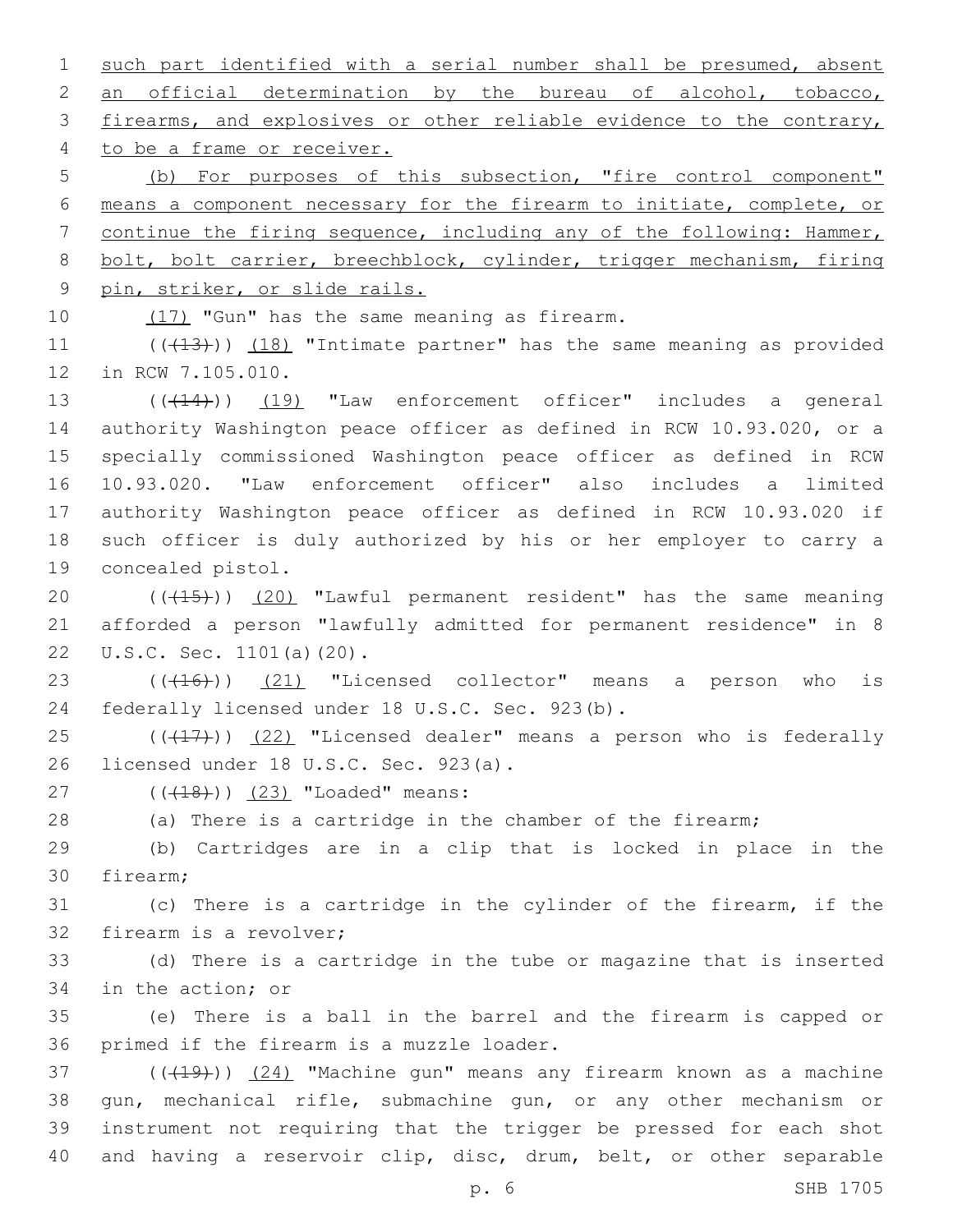such part identified with a serial number shall be presumed, absent an official determination by the bureau of alcohol, tobacco, firearms, and explosives or other reliable evidence to the contrary, to be a frame or receiver.

(b) For purposes of this subsection, "fire control component" means a component necessary for the firearm to initiate, complete, or continue the firing sequence, including any of the following: Hammer, bolt, bolt carrier, breechblock, cylinder, trigger mechanism, firing pin, striker, or slide rails.

(17) "Gun" has the same meaning as firearm.

(((13))) (18) "Intimate partner" has the same meaning as provided in RCW 7.105.010.

(((14))) (19) "Law enforcement officer" includes a general authority Washington peace officer as defined in RCW 10.93.020, or a specially commissioned Washington peace officer as defined in RCW 10.93.020. "Law enforcement officer" also includes a limited authority Washington peace officer as defined in RCW 10.93.020 if such officer is duly authorized by his or her employer to carry a concealed pistol.

(((15))) (20) "Lawful permanent resident" has the same meaning afforded a person "lawfully admitted for permanent residence" in 8 U.S.C. Sec. 1101(a)(20).

(((16))) (21) "Licensed collector" means a person who is federally licensed under 18 U.S.C. Sec. 923(b).

(((17))) (22) "Licensed dealer" means a person who is federally licensed under 18 U.S.C. Sec. 923(a).

(((18))) (23) "Loaded" means:

(a) There is a cartridge in the chamber of the firearm;

(b) Cartridges are in a clip that is locked in place in the firearm;

(c) There is a cartridge in the cylinder of the firearm, if the firearm is a revolver;

(d) There is a cartridge in the tube or magazine that is inserted in the action; or

(e) There is a ball in the barrel and the firearm is capped or primed if the firearm is a muzzle loader.

(((19))) (24) "Machine gun" means any firearm known as a machine gun, mechanical rifle, submachine gun, or any other mechanism or instrument not requiring that the trigger be pressed for each shot and having a reservoir clip, disc, drum, belt, or other separable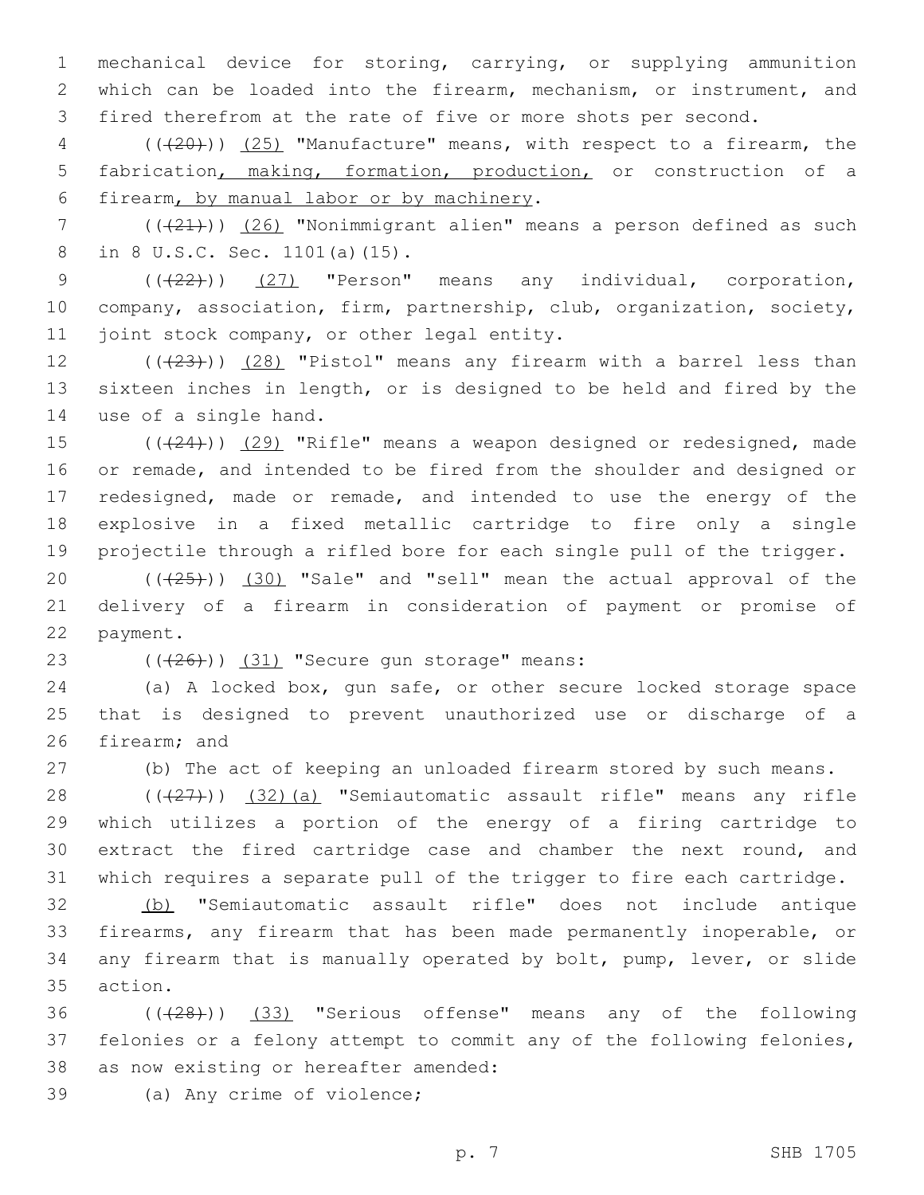mechanical device for storing, carrying, or supplying ammunition which can be loaded into the firearm, mechanism, or instrument, and fired therefrom at the rate of five or more shots per second.

(((20))) (25) "Manufacture" means, with respect to a firearm, the fabrication, making, formation, production, or construction of a firearm, by manual labor or by machinery.

(((21))) (26) "Nonimmigrant alien" means a person defined as such in 8 U.S.C. Sec. 1101(a)(15).

(((22))) (27) "Person" means any individual, corporation, company, association, firm, partnership, club, organization, society, joint stock company, or other legal entity.

(((23))) (28) "Pistol" means any firearm with a barrel less than sixteen inches in length, or is designed to be held and fired by the use of a single hand.

(((24))) (29) "Rifle" means a weapon designed or redesigned, made or remade, and intended to be fired from the shoulder and designed or redesigned, made or remade, and intended to use the energy of the explosive in a fixed metallic cartridge to fire only a single projectile through a rifled bore for each single pull of the trigger.

(((25))) (30) "Sale" and "sell" mean the actual approval of the delivery of a firearm in consideration of payment or promise of payment.

(((26))) (31) "Secure gun storage" means:

(a) A locked box, gun safe, or other secure locked storage space that is designed to prevent unauthorized use or discharge of a firearm; and

(b) The act of keeping an unloaded firearm stored by such means.

(((27))) (32)(a) "Semiautomatic assault rifle" means any rifle which utilizes a portion of the energy of a firing cartridge to extract the fired cartridge case and chamber the next round, and which requires a separate pull of the trigger to fire each cartridge.

(b) "Semiautomatic assault rifle" does not include antique firearms, any firearm that has been made permanently inoperable, or any firearm that is manually operated by bolt, pump, lever, or slide action.

(((28))) (33) "Serious offense" means any of the following felonies or a felony attempt to commit any of the following felonies, as now existing or hereafter amended:

(a) Any crime of violence;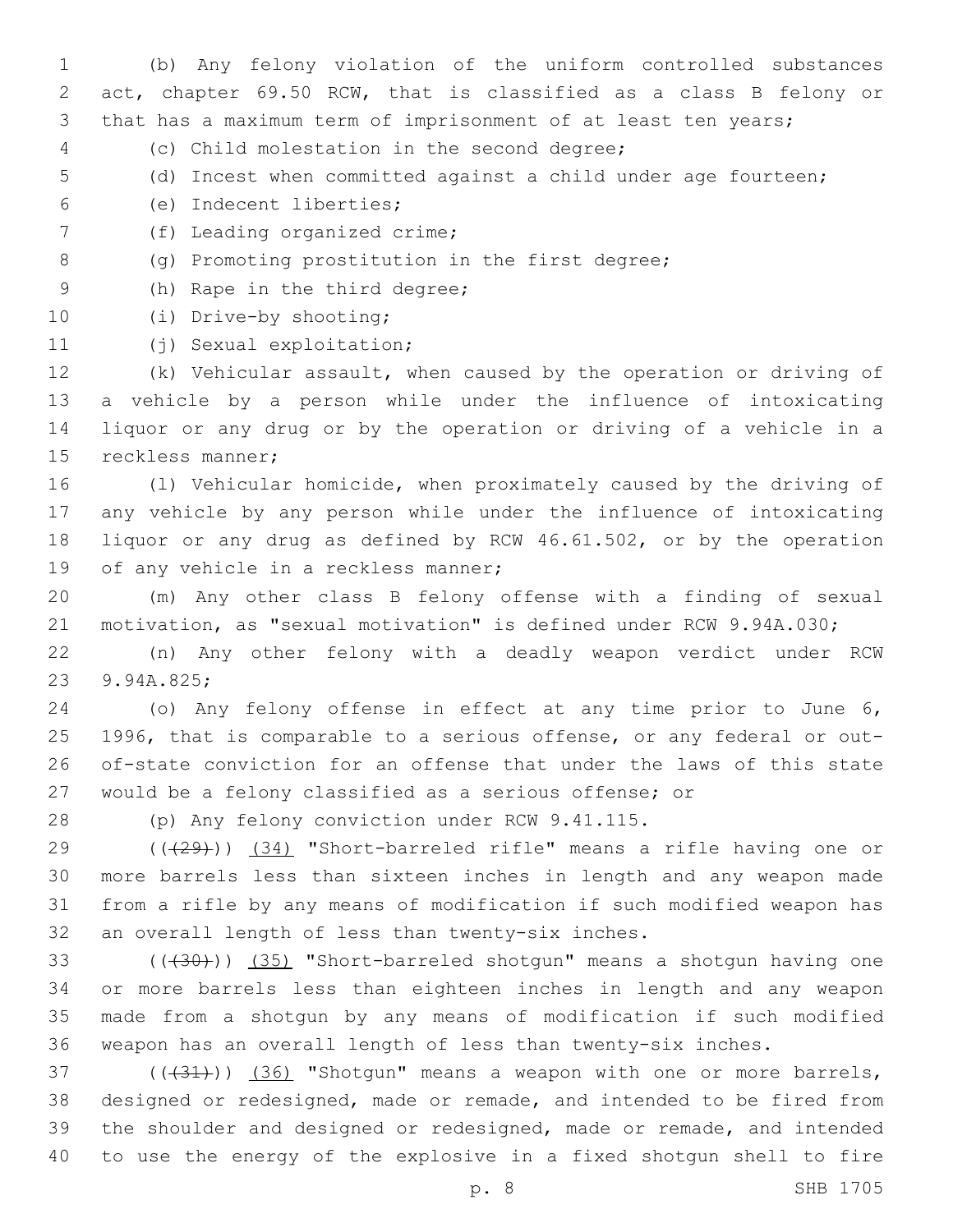(b) Any felony violation of the uniform controlled substances act, chapter 69.50 RCW, that is classified as a class B felony or that has a maximum term of imprisonment of at least ten years;

(c) Child molestation in the second degree;

(d) Incest when committed against a child under age fourteen;

(e) Indecent liberties;

(f) Leading organized crime;

(g) Promoting prostitution in the first degree;

(h) Rape in the third degree;

(i) Drive-by shooting;

(j) Sexual exploitation;

(k) Vehicular assault, when caused by the operation or driving of a vehicle by a person while under the influence of intoxicating liquor or any drug or by the operation or driving of a vehicle in a reckless manner;

(l) Vehicular homicide, when proximately caused by the driving of any vehicle by any person while under the influence of intoxicating liquor or any drug as defined by RCW 46.61.502, or by the operation of any vehicle in a reckless manner;

(m) Any other class B felony offense with a finding of sexual motivation, as "sexual motivation" is defined under RCW 9.94A.030;

(n) Any other felony with a deadly weapon verdict under RCW 9.94A.825;

(o) Any felony offense in effect at any time prior to June 6, 1996, that is comparable to a serious offense, or any federal or out-of-state conviction for an offense that under the laws of this state would be a felony classified as a serious offense; or

(p) Any felony conviction under RCW 9.41.115.

(~~((29))~~) (34) "Short-barreled rifle" means a rifle having one or more barrels less than sixteen inches in length and any weapon made from a rifle by any means of modification if such modified weapon has an overall length of less than twenty-six inches.

(~~((30))~~) (35) "Short-barreled shotgun" means a shotgun having one or more barrels less than eighteen inches in length and any weapon made from a shotgun by any means of modification if such modified weapon has an overall length of less than twenty-six inches.

(~~((31))~~) (36) "Shotgun" means a weapon with one or more barrels, designed or redesigned, made or remade, and intended to be fired from the shoulder and designed or redesigned, made or remade, and intended to use the energy of the explosive in a fixed shotgun shell to fire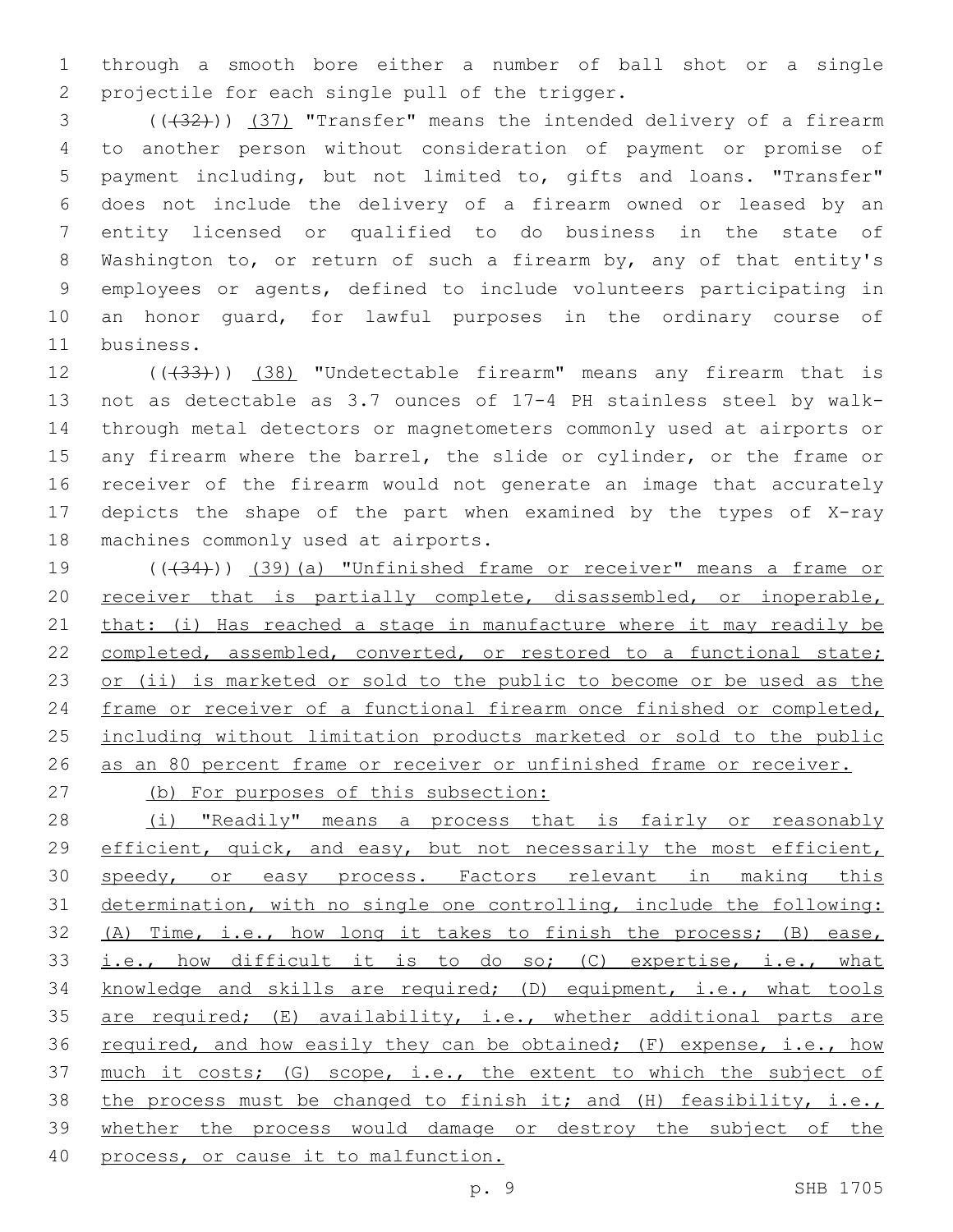through a smooth bore either a number of ball shot or a single projectile for each single pull of the trigger.

(((32))) (37) "Transfer" means the intended delivery of a firearm to another person without consideration of payment or promise of payment including, but not limited to, gifts and loans. "Transfer" does not include the delivery of a firearm owned or leased by an entity licensed or qualified to do business in the state of Washington to, or return of such a firearm by, any of that entity's employees or agents, defined to include volunteers participating in an honor guard, for lawful purposes in the ordinary course of business.

(((33))) (38) "Undetectable firearm" means any firearm that is not as detectable as 3.7 ounces of 17-4 PH stainless steel by walk-through metal detectors or magnetometers commonly used at airports or any firearm where the barrel, the slide or cylinder, or the frame or receiver of the firearm would not generate an image that accurately depicts the shape of the part when examined by the types of X-ray machines commonly used at airports.

(((34))) (39)(a) "Unfinished frame or receiver" means a frame or receiver that is partially complete, disassembled, or inoperable, that: (i) Has reached a stage in manufacture where it may readily be completed, assembled, converted, or restored to a functional state; or (ii) is marketed or sold to the public to become or be used as the frame or receiver of a functional firearm once finished or completed, including without limitation products marketed or sold to the public as an 80 percent frame or receiver or unfinished frame or receiver.

(b) For purposes of this subsection:

(i) "Readily" means a process that is fairly or reasonably efficient, quick, and easy, but not necessarily the most efficient, speedy, or easy process. Factors relevant in making this determination, with no single one controlling, include the following: (A) Time, i.e., how long it takes to finish the process; (B) ease, i.e., how difficult it is to do so; (C) expertise, i.e., what knowledge and skills are required; (D) equipment, i.e., what tools are required; (E) availability, i.e., whether additional parts are required, and how easily they can be obtained; (F) expense, i.e., how much it costs; (G) scope, i.e., the extent to which the subject of the process must be changed to finish it; and (H) feasibility, i.e., whether the process would damage or destroy the subject of the process, or cause it to malfunction.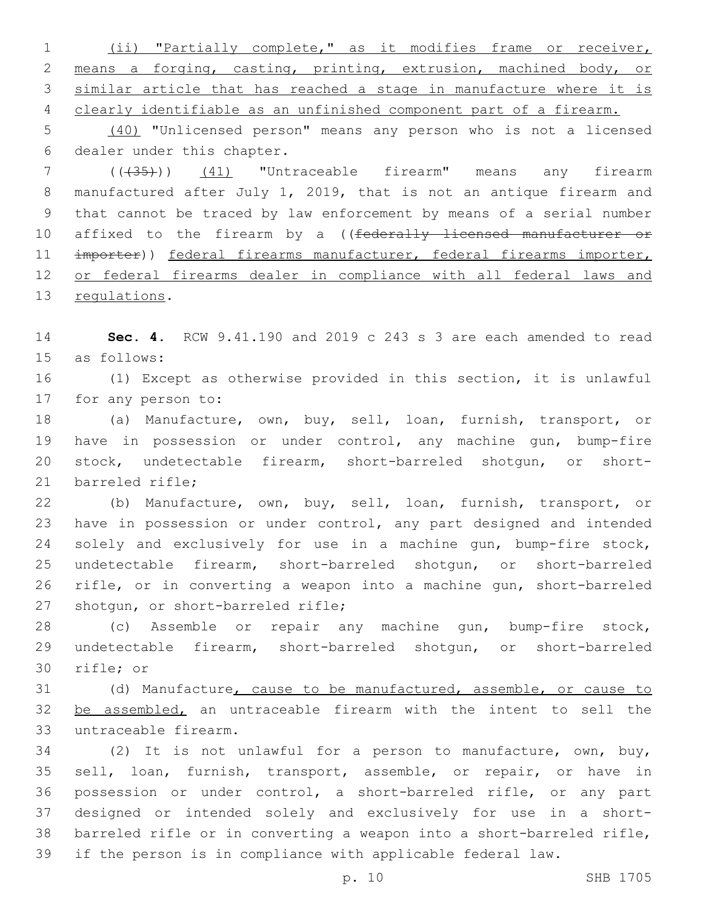(ii) "Partially complete," as it modifies frame or receiver, means a forging, casting, printing, extrusion, machined body, or similar article that has reached a stage in manufacture where it is clearly identifiable as an unfinished component part of a firearm.

(40) "Unlicensed person" means any person who is not a licensed dealer under this chapter.

(((35))) (41) "Untraceable firearm" means any firearm manufactured after July 1, 2019, that is not an antique firearm and that cannot be traced by law enforcement by means of a serial number affixed to the firearm by a ((federally licensed manufacturer or importer)) federal firearms manufacturer, federal firearms importer, or federal firearms dealer in compliance with all federal laws and regulations.

**Sec. 4.** RCW 9.41.190 and 2019 c 243 s 3 are each amended to read as follows:

(1) Except as otherwise provided in this section, it is unlawful for any person to:

(a) Manufacture, own, buy, sell, loan, furnish, transport, or have in possession or under control, any machine gun, bump-fire stock, undetectable firearm, short-barreled shotgun, or short-barreled rifle;

(b) Manufacture, own, buy, sell, loan, furnish, transport, or have in possession or under control, any part designed and intended solely and exclusively for use in a machine gun, bump-fire stock, undetectable firearm, short-barreled shotgun, or short-barreled rifle, or in converting a weapon into a machine gun, short-barreled shotgun, or short-barreled rifle;

(c) Assemble or repair any machine gun, bump-fire stock, undetectable firearm, short-barreled shotgun, or short-barreled rifle; or

(d) Manufacture, cause to be manufactured, assemble, or cause to be assembled, an untraceable firearm with the intent to sell the untraceable firearm.

(2) It is not unlawful for a person to manufacture, own, buy, sell, loan, furnish, transport, assemble, or repair, or have in possession or under control, a short-barreled rifle, or any part designed or intended solely and exclusively for use in a short-barreled rifle or in converting a weapon into a short-barreled rifle, if the person is in compliance with applicable federal law.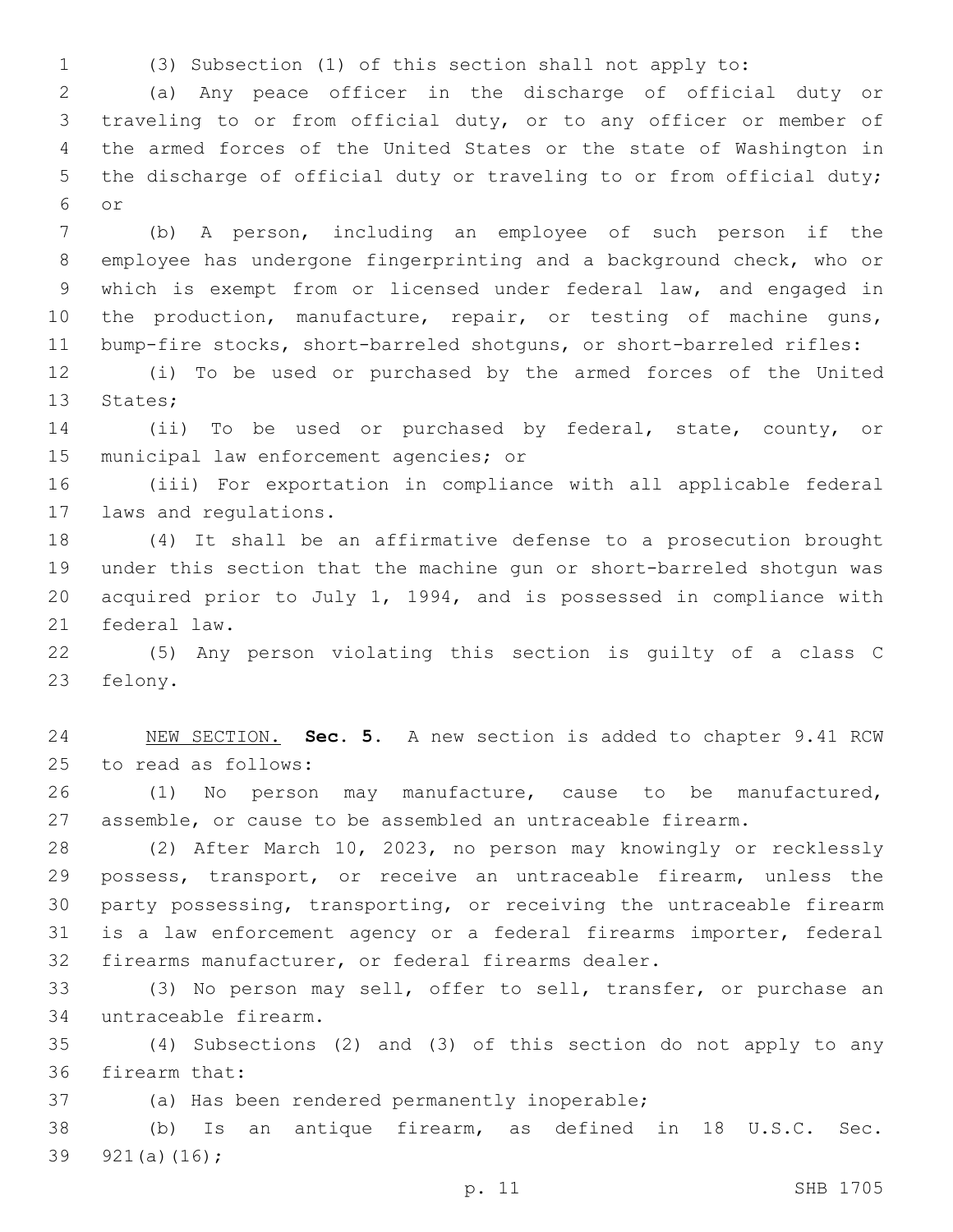(3) Subsection (1) of this section shall not apply to:

(a) Any peace officer in the discharge of official duty or traveling to or from official duty, or to any officer or member of the armed forces of the United States or the state of Washington in the discharge of official duty or traveling to or from official duty; or

(b) A person, including an employee of such person if the employee has undergone fingerprinting and a background check, who or which is exempt from or licensed under federal law, and engaged in the production, manufacture, repair, or testing of machine guns, bump-fire stocks, short-barreled shotguns, or short-barreled rifles:

(i) To be used or purchased by the armed forces of the United States;

(ii) To be used or purchased by federal, state, county, or municipal law enforcement agencies; or

(iii) For exportation in compliance with all applicable federal laws and regulations.

(4) It shall be an affirmative defense to a prosecution brought under this section that the machine gun or short-barreled shotgun was acquired prior to July 1, 1994, and is possessed in compliance with federal law.

(5) Any person violating this section is guilty of a class C felony.

NEW SECTION. **Sec. 5.** A new section is added to chapter 9.41 RCW to read as follows:

(1) No person may manufacture, cause to be manufactured, assemble, or cause to be assembled an untraceable firearm.

(2) After March 10, 2023, no person may knowingly or recklessly possess, transport, or receive an untraceable firearm, unless the party possessing, transporting, or receiving the untraceable firearm is a law enforcement agency or a federal firearms importer, federal firearms manufacturer, or federal firearms dealer.

(3) No person may sell, offer to sell, transfer, or purchase an untraceable firearm.

(4) Subsections (2) and (3) of this section do not apply to any firearm that:

(a) Has been rendered permanently inoperable;

(b) Is an antique firearm, as defined in 18 U.S.C. Sec. 921(a)(16);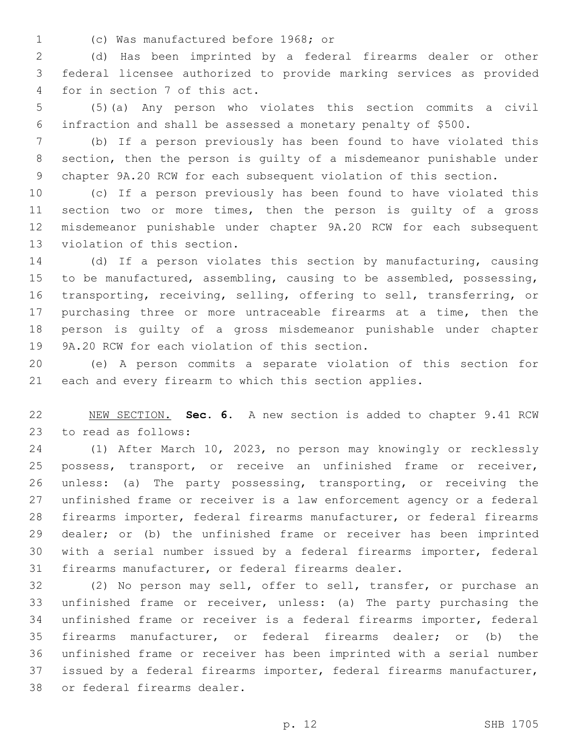(c) Was manufactured before 1968; or

(d) Has been imprinted by a federal firearms dealer or other federal licensee authorized to provide marking services as provided for in section 7 of this act.

(5)(a) Any person who violates this section commits a civil infraction and shall be assessed a monetary penalty of $500.

(b) If a person previously has been found to have violated this section, then the person is guilty of a misdemeanor punishable under chapter 9A.20 RCW for each subsequent violation of this section.

(c) If a person previously has been found to have violated this section two or more times, then the person is guilty of a gross misdemeanor punishable under chapter 9A.20 RCW for each subsequent violation of this section.

(d) If a person violates this section by manufacturing, causing to be manufactured, assembling, causing to be assembled, possessing, transporting, receiving, selling, offering to sell, transferring, or purchasing three or more untraceable firearms at a time, then the person is guilty of a gross misdemeanor punishable under chapter 9A.20 RCW for each violation of this section.

(e) A person commits a separate violation of this section for each and every firearm to which this section applies.

NEW SECTION. **Sec. 6.** A new section is added to chapter 9.41 RCW to read as follows:

(1) After March 10, 2023, no person may knowingly or recklessly possess, transport, or receive an unfinished frame or receiver, unless: (a) The party possessing, transporting, or receiving the unfinished frame or receiver is a law enforcement agency or a federal firearms importer, federal firearms manufacturer, or federal firearms dealer; or (b) the unfinished frame or receiver has been imprinted with a serial number issued by a federal firearms importer, federal firearms manufacturer, or federal firearms dealer.

(2) No person may sell, offer to sell, transfer, or purchase an unfinished frame or receiver, unless: (a) The party purchasing the unfinished frame or receiver is a federal firearms importer, federal firearms manufacturer, or federal firearms dealer; or (b) the unfinished frame or receiver has been imprinted with a serial number issued by a federal firearms importer, federal firearms manufacturer, or federal firearms dealer.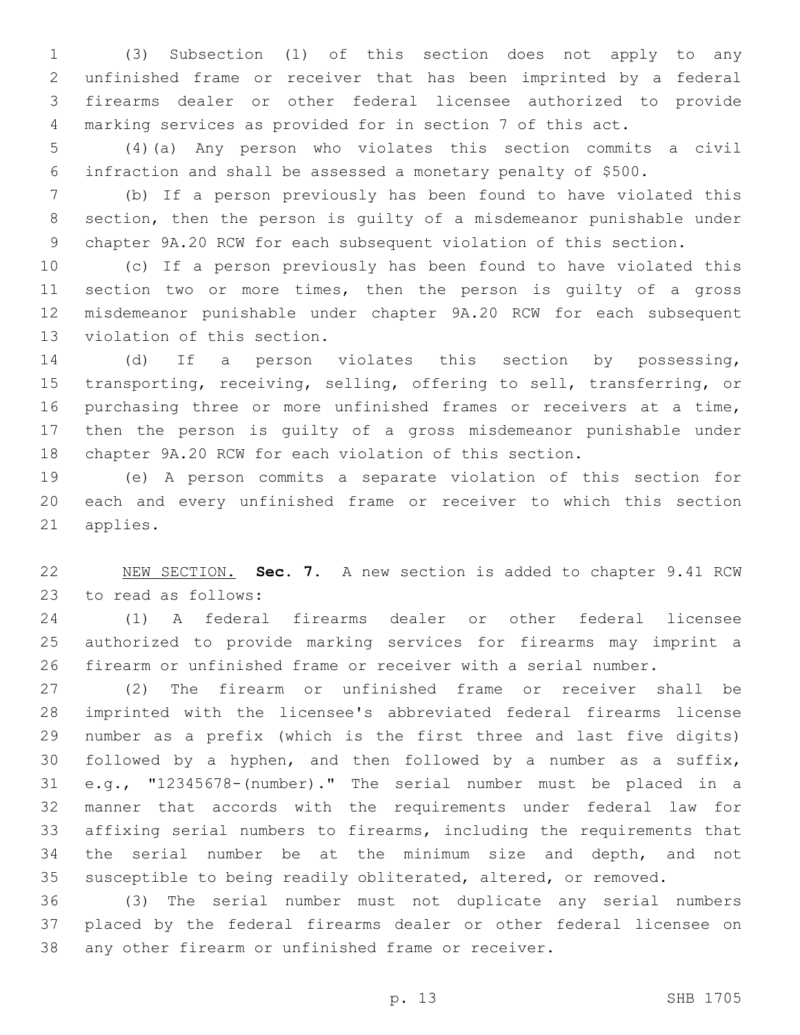(3) Subsection (1) of this section does not apply to any unfinished frame or receiver that has been imprinted by a federal firearms dealer or other federal licensee authorized to provide marking services as provided for in section 7 of this act.

(4)(a) Any person who violates this section commits a civil infraction and shall be assessed a monetary penalty of $500.

(b) If a person previously has been found to have violated this section, then the person is guilty of a misdemeanor punishable under chapter 9A.20 RCW for each subsequent violation of this section.

(c) If a person previously has been found to have violated this section two or more times, then the person is guilty of a gross misdemeanor punishable under chapter 9A.20 RCW for each subsequent violation of this section.

(d) If a person violates this section by possessing, transporting, receiving, selling, offering to sell, transferring, or purchasing three or more unfinished frames or receivers at a time, then the person is guilty of a gross misdemeanor punishable under chapter 9A.20 RCW for each violation of this section.

(e) A person commits a separate violation of this section for each and every unfinished frame or receiver to which this section applies.

NEW SECTION. **Sec. 7.** A new section is added to chapter 9.41 RCW to read as follows:

(1) A federal firearms dealer or other federal licensee authorized to provide marking services for firearms may imprint a firearm or unfinished frame or receiver with a serial number.

(2) The firearm or unfinished frame or receiver shall be imprinted with the licensee's abbreviated federal firearms license number as a prefix (which is the first three and last five digits) followed by a hyphen, and then followed by a number as a suffix, e.g., "12345678-(number)." The serial number must be placed in a manner that accords with the requirements under federal law for affixing serial numbers to firearms, including the requirements that the serial number be at the minimum size and depth, and not susceptible to being readily obliterated, altered, or removed.

(3) The serial number must not duplicate any serial numbers placed by the federal firearms dealer or other federal licensee on any other firearm or unfinished frame or receiver.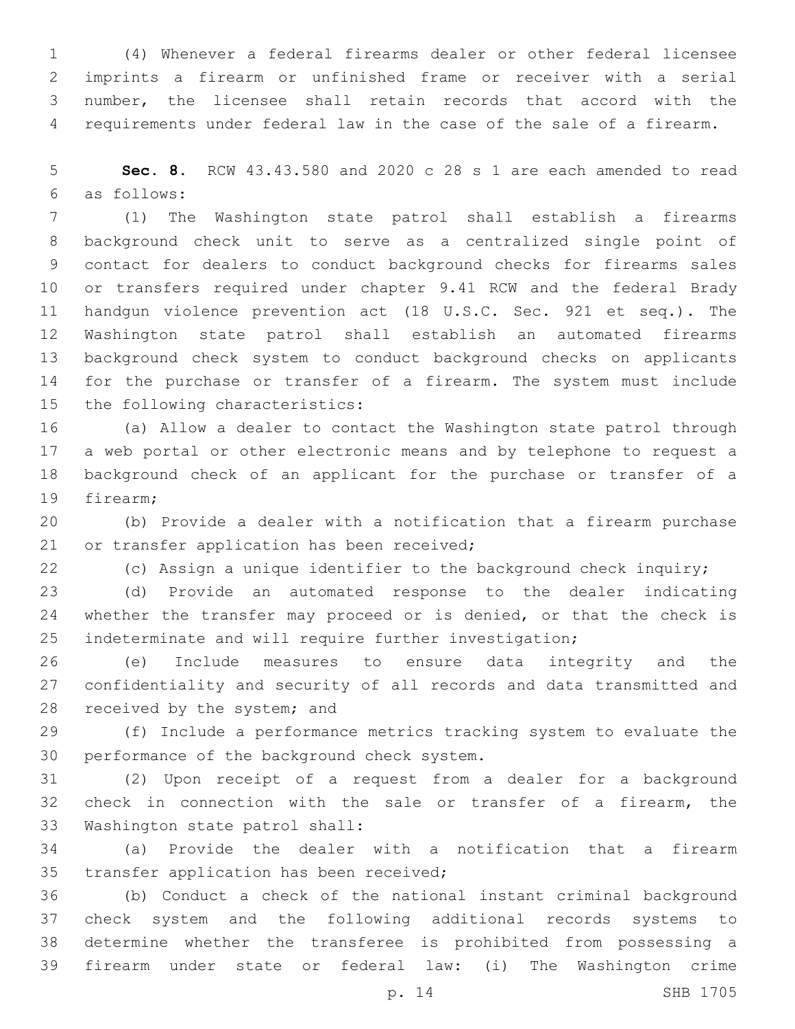(4) Whenever a federal firearms dealer or other federal licensee imprints a firearm or unfinished frame or receiver with a serial number, the licensee shall retain records that accord with the requirements under federal law in the case of the sale of a firearm.

**Sec. 8.** RCW 43.43.580 and 2020 c 28 s 1 are each amended to read as follows:

(1) The Washington state patrol shall establish a firearms background check unit to serve as a centralized single point of contact for dealers to conduct background checks for firearms sales or transfers required under chapter 9.41 RCW and the federal Brady handgun violence prevention act (18 U.S.C. Sec. 921 et seq.). The Washington state patrol shall establish an automated firearms background check system to conduct background checks on applicants for the purchase or transfer of a firearm. The system must include the following characteristics:

(a) Allow a dealer to contact the Washington state patrol through a web portal or other electronic means and by telephone to request a background check of an applicant for the purchase or transfer of a firearm;

(b) Provide a dealer with a notification that a firearm purchase or transfer application has been received;

(c) Assign a unique identifier to the background check inquiry;

(d) Provide an automated response to the dealer indicating whether the transfer may proceed or is denied, or that the check is indeterminate and will require further investigation;

(e) Include measures to ensure data integrity and the confidentiality and security of all records and data transmitted and received by the system; and

(f) Include a performance metrics tracking system to evaluate the performance of the background check system.

(2) Upon receipt of a request from a dealer for a background check in connection with the sale or transfer of a firearm, the Washington state patrol shall:

(a) Provide the dealer with a notification that a firearm transfer application has been received;

(b) Conduct a check of the national instant criminal background check system and the following additional records systems to determine whether the transferee is prohibited from possessing a firearm under state or federal law: (i) The Washington crime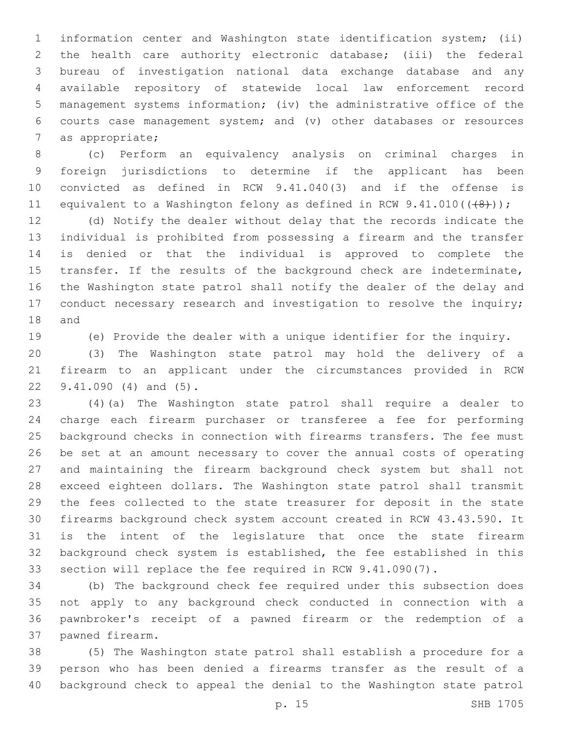information center and Washington state identification system; (ii) the health care authority electronic database; (iii) the federal bureau of investigation national data exchange database and any available repository of statewide local law enforcement record management systems information; (iv) the administrative office of the courts case management system; and (v) other databases or resources as appropriate;

(c) Perform an equivalency analysis on criminal charges in foreign jurisdictions to determine if the applicant has been convicted as defined in RCW 9.41.040(3) and if the offense is equivalent to a Washington felony as defined in RCW 9.41.010(~~(8)~~);

(d) Notify the dealer without delay that the records indicate the individual is prohibited from possessing a firearm and the transfer is denied or that the individual is approved to complete the transfer. If the results of the background check are indeterminate, the Washington state patrol shall notify the dealer of the delay and conduct necessary research and investigation to resolve the inquiry; and

(e) Provide the dealer with a unique identifier for the inquiry.

(3) The Washington state patrol may hold the delivery of a firearm to an applicant under the circumstances provided in RCW 9.41.090 (4) and (5).

(4)(a) The Washington state patrol shall require a dealer to charge each firearm purchaser or transferee a fee for performing background checks in connection with firearms transfers. The fee must be set at an amount necessary to cover the annual costs of operating and maintaining the firearm background check system but shall not exceed eighteen dollars. The Washington state patrol shall transmit the fees collected to the state treasurer for deposit in the state firearms background check system account created in RCW 43.43.590. It is the intent of the legislature that once the state firearm background check system is established, the fee established in this section will replace the fee required in RCW 9.41.090(7).

(b) The background check fee required under this subsection does not apply to any background check conducted in connection with a pawnbroker's receipt of a pawned firearm or the redemption of a pawned firearm.

(5) The Washington state patrol shall establish a procedure for a person who has been denied a firearms transfer as the result of a background check to appeal the denial to the Washington state patrol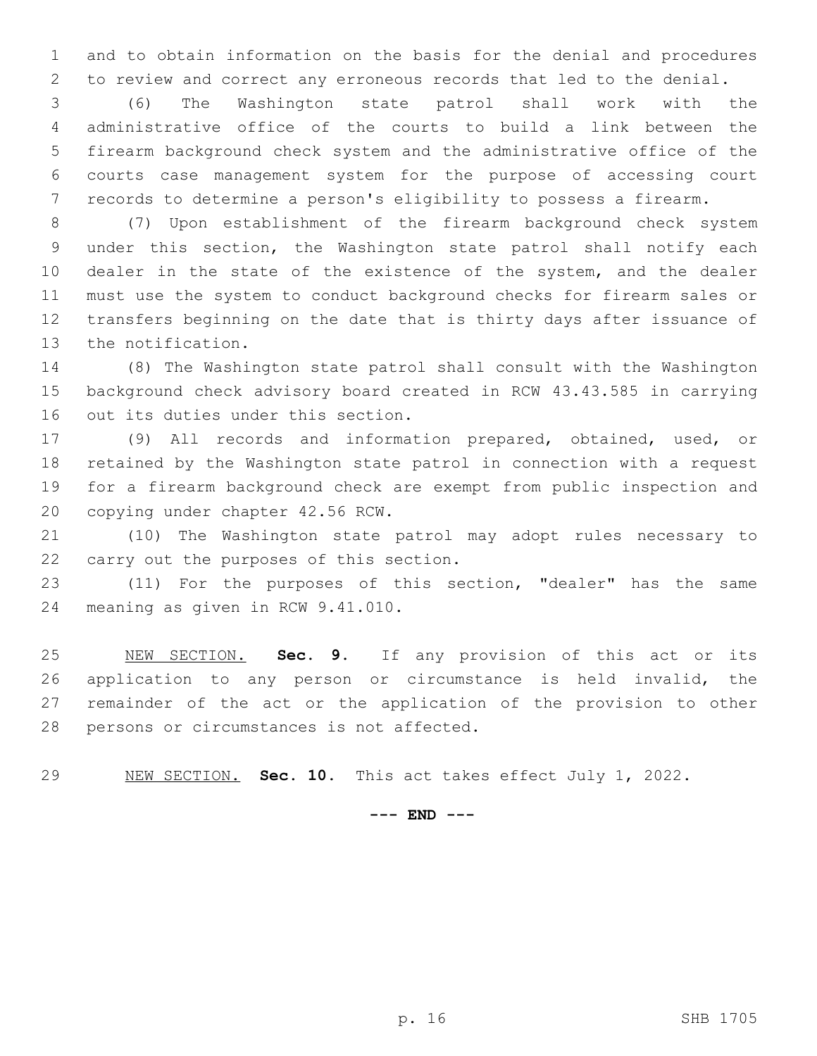and to obtain information on the basis for the denial and procedures to review and correct any erroneous records that led to the denial.

(6) The Washington state patrol shall work with the administrative office of the courts to build a link between the firearm background check system and the administrative office of the courts case management system for the purpose of accessing court records to determine a person's eligibility to possess a firearm.

(7) Upon establishment of the firearm background check system under this section, the Washington state patrol shall notify each dealer in the state of the existence of the system, and the dealer must use the system to conduct background checks for firearm sales or transfers beginning on the date that is thirty days after issuance of the notification.

(8) The Washington state patrol shall consult with the Washington background check advisory board created in RCW 43.43.585 in carrying out its duties under this section.

(9) All records and information prepared, obtained, used, or retained by the Washington state patrol in connection with a request for a firearm background check are exempt from public inspection and copying under chapter 42.56 RCW.

(10) The Washington state patrol may adopt rules necessary to carry out the purposes of this section.

(11) For the purposes of this section, "dealer" has the same meaning as given in RCW 9.41.010.

NEW SECTION. **Sec. 9.** If any provision of this act or its application to any person or circumstance is held invalid, the remainder of the act or the application of the provision to other persons or circumstances is not affected.

NEW SECTION. **Sec. 10.** This act takes effect July 1, 2022.

**--- END ---**